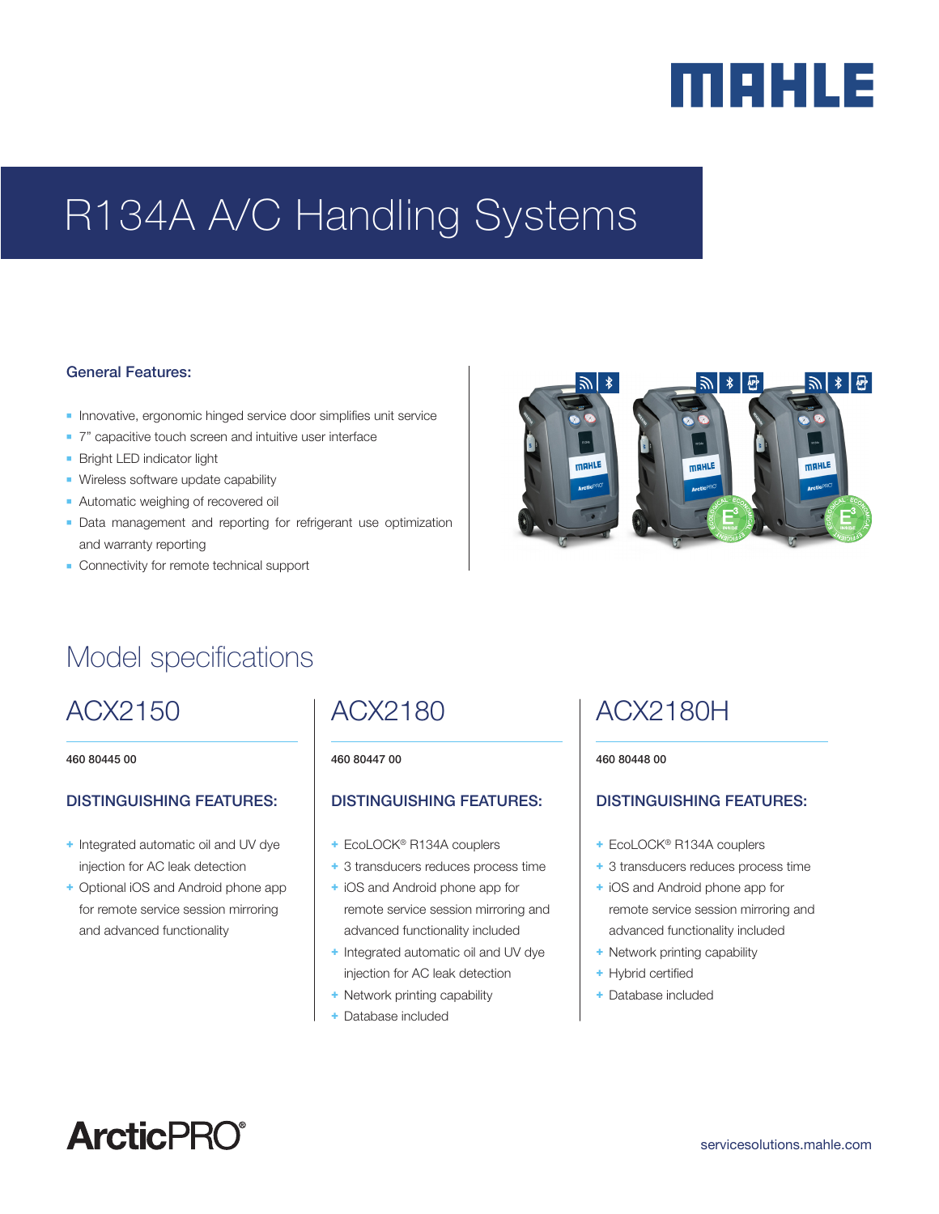MAHLE

# R134A A/C Handling Systems

### General Features:

- Innovative, ergonomic hinged service door simplifies unit service
- 7" capacitive touch screen and intuitive user interface
- Bright LED indicator light
- Wireless software update capability
- Automatic weighing of recovered oil
- Data management and reporting for refrigerant use optimization and warranty reporting
- Connectivity for remote technical support

## Model specifications

## ACX2150

460 80445 00

### DISTINGUISHING FEATURES:

- Integrated automatic oil and UV dye injection for AC leak detection
- Optional iOS and Android phone app for remote service session mirroring and advanced functionality

## ACX2180

460 80447 00

### DISTINGUISHING FEATURES:

- EcoLOCK® R134A couplers
- 3 transducers reduces process time
- iOS and Android phone app for remote service session mirroring and advanced functionality included
- Integrated automatic oil and UV dye injection for AC leak detection
- Network printing capability
- Database included

## ACX2180H

460 80448 00

### DISTINGUISHING FEATURES:

- EcoLOCK® R134A couplers
- 3 transducers reduces process time
- iOS and Android phone app for remote service session mirroring and advanced functionality included
- Network printing capability
- Hybrid certified
- Database included

ArcticPRO®

servicesolutions.mahle.com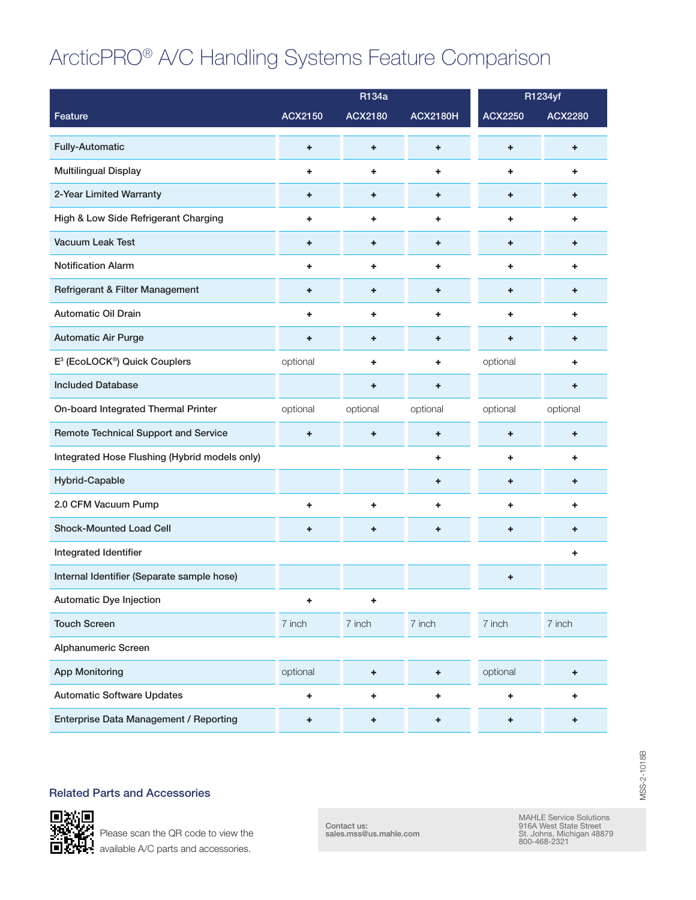# ArcticPRO® A/C Handling Systems Feature Comparison

| | R134a | | | R1234yf | |
|---|---|---|---|---|---|
| Feature | ACX2150 | ACX2180 | ACX2180H | ACX2250 | ACX2280 |
| Fully-Automatic | + | + | + | + | + |
| Multilingual Display | + | + | + | + | + |
| 2-Year Limited Warranty | + | + | + | + | + |
| High & Low Side Refrigerant Charging | + | + | + | + | + |
| Vacuum Leak Test | + | + | + | + | + |
| Notification Alarm | + | + | + | + | + |
| Refrigerant & Filter Management | + | + | + | + | + |
| Automatic Oil Drain | + | + | + | + | + |
| Automatic Air Purge | + | + | + | + | + |
| E³ (EcoLOCK®) Quick Couplers | optional | + | + | optional | + |
| Included Database | | + | + | | + |
| On-board Integrated Thermal Printer | optional | optional | optional | optional | optional |
| Remote Technical Support and Service | + | + | + | + | + |
| Integrated Hose Flushing (Hybrid models only) | | | + | + | + |
| Hybrid-Capable | | | + | + | + |
| 2.0 CFM Vacuum Pump | + | + | + | + | + |
| Shock-Mounted Load Cell | + | + | + | + | + |
| Integrated Identifier | | | | | + |
| Internal Identifier (Separate sample hose) | | | | + | |
| Automatic Dye Injection | + | + | | | |
| Touch Screen | 7 inch | 7 inch | 7 inch | 7 inch | 7 inch |
| Alphanumeric Screen | | | | | |
| App Monitoring | optional | + | + | optional | + |
| Automatic Software Updates | + | + | + | + | + |
| Enterprise Data Management / Reporting | + | + | + | + | + |

## Related Parts and Accessories

Please scan the QR code to view the available A/C parts and accessories.

Contact us:
sales.mss@us.mahle.com

MAHLE Service Solutions
916A West State Street
St. Johns, Michigan 48879
800-468-2321

MSS-2-1018B